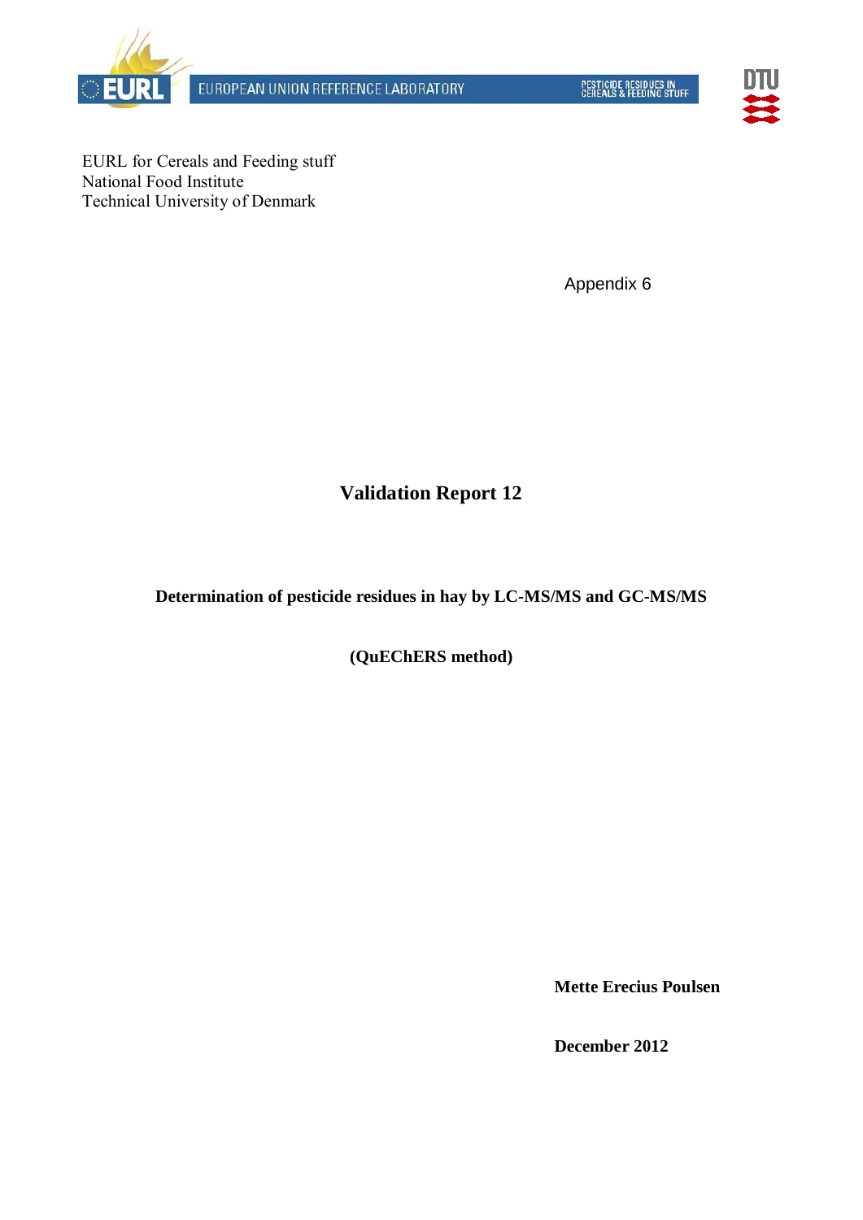EURL for Cereals and Feeding stuff
National Food Institute
Technical University of Denmark

Appendix 6

# Validation Report 12

**Determination of pesticide residues in hay by LC-MS/MS and GC-MS/MS**

**(QuEChERS method)**

**Mette Erecius Poulsen**

**December 2012**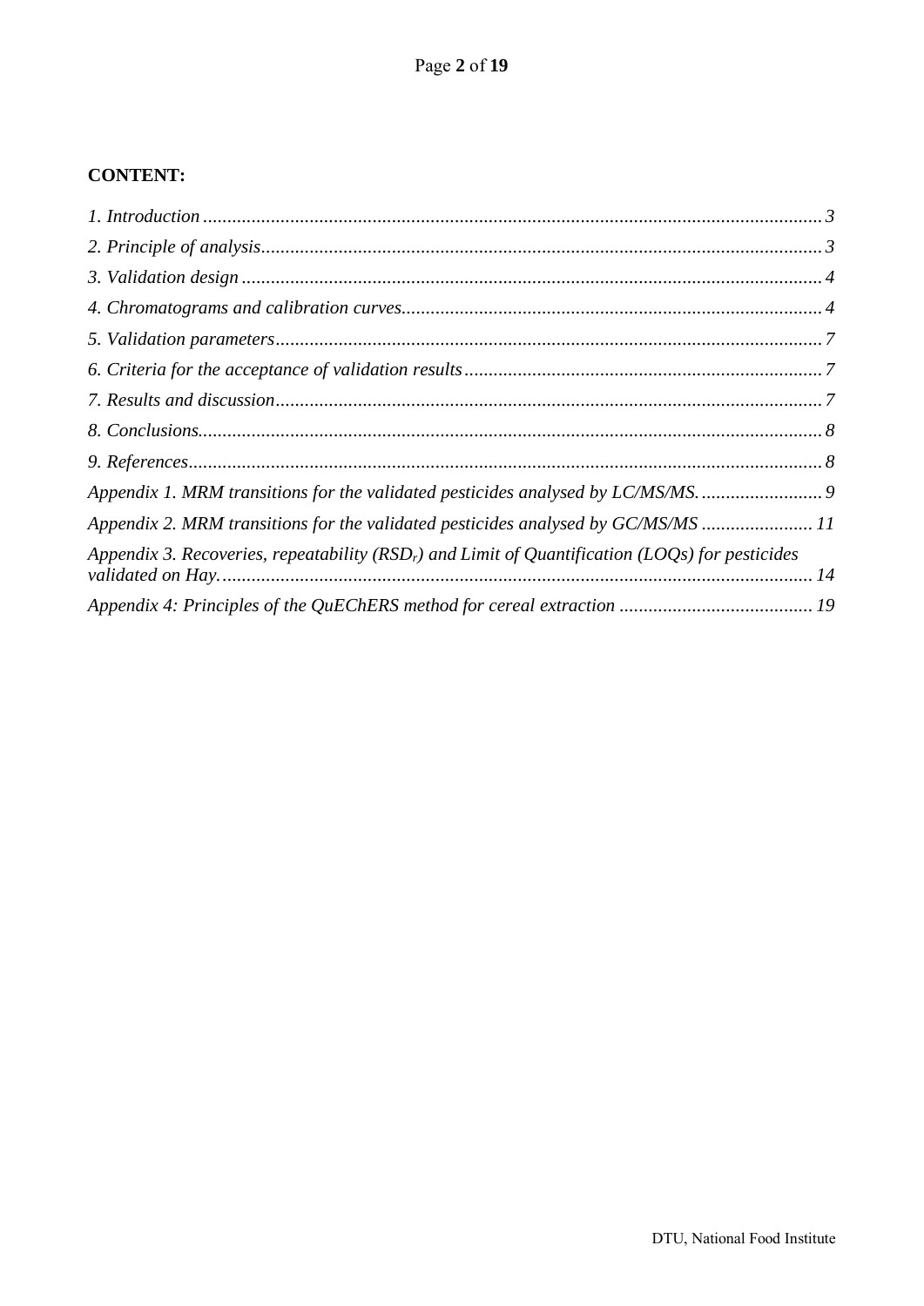**CONTENT:**

*1. Introduction* ............................................................ 3

*2. Principle of analysis* ............................................................ 3

*3. Validation design* ............................................................ 4

*4. Chromatograms and calibration curves* ............................................................ 4

*5. Validation parameters* ............................................................ 7

*6. Criteria for the acceptance of validation results* ............................................................ 7

*7. Results and discussion* ............................................................ 7

*8. Conclusions* ............................................................ 8

*9. References* ............................................................ 8

*Appendix 1. MRM transitions for the validated pesticides analysed by LC/MS/MS.* ............................................................ 9

*Appendix 2. MRM transitions for the validated pesticides analysed by GC/MS/MS* ............................................................ 11

*Appendix 3. Recoveries, repeatability ($RSD_r$) and Limit of Quantification (LOQs) for pesticides validated on Hay.* ............................................................ 14

*Appendix 4: Principles of the QuEChERS method for cereal extraction* ............................................................ 19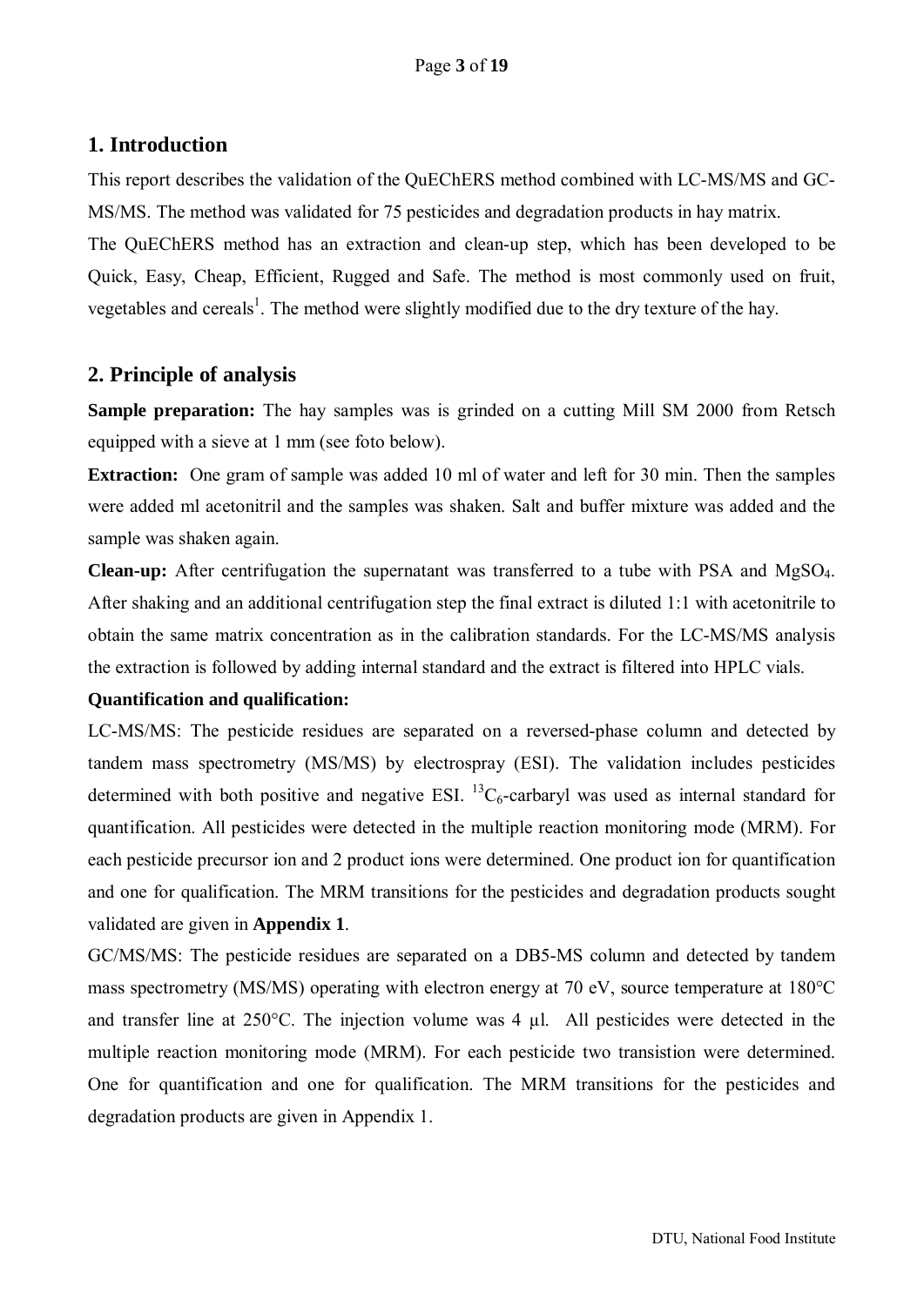## 1. Introduction

This report describes the validation of the QuEChERS method combined with LC-MS/MS and GC-MS/MS. The method was validated for 75 pesticides and degradation products in hay matrix.

The QuEChERS method has an extraction and clean-up step, which has been developed to be Quick, Easy, Cheap, Efficient, Rugged and Safe. The method is most commonly used on fruit, vegetables and cereals[1]. The method were slightly modified due to the dry texture of the hay.

## 2. Principle of analysis

**Sample preparation:** The hay samples was is grinded on a cutting Mill SM 2000 from Retsch equipped with a sieve at 1 mm (see foto below).

**Extraction:** One gram of sample was added 10 ml of water and left for 30 min. Then the samples were added ml acetonitril and the samples was shaken. Salt and buffer mixture was added and the sample was shaken again.

**Clean-up:** After centrifugation the supernatant was transferred to a tube with PSA and $MgSO_4$. After shaking and an additional centrifugation step the final extract is diluted 1:1 with acetonitrile to obtain the same matrix concentration as in the calibration standards. For the LC-MS/MS analysis the extraction is followed by adding internal standard and the extract is filtered into HPLC vials.

**Quantification and qualification:**

LC-MS/MS: The pesticide residues are separated on a reversed-phase column and detected by tandem mass spectrometry (MS/MS) by electrospray (ESI). The validation includes pesticides determined with both positive and negative ESI. $^{13}C_6$-carbaryl was used as internal standard for quantification. All pesticides were detected in the multiple reaction monitoring mode (MRM). For each pesticide precursor ion and 2 product ions were determined. One product ion for quantification and one for qualification. The MRM transitions for the pesticides and degradation products sought validated are given in **Appendix 1**.

GC/MS/MS: The pesticide residues are separated on a DB5-MS column and detected by tandem mass spectrometry (MS/MS) operating with electron energy at 70 eV, source temperature at 180°C and transfer line at 250°C. The injection volume was 4 µl. All pesticides were detected in the multiple reaction monitoring mode (MRM). For each pesticide two transistion were determined. One for quantification and one for qualification. The MRM transitions for the pesticides and degradation products are given in Appendix 1.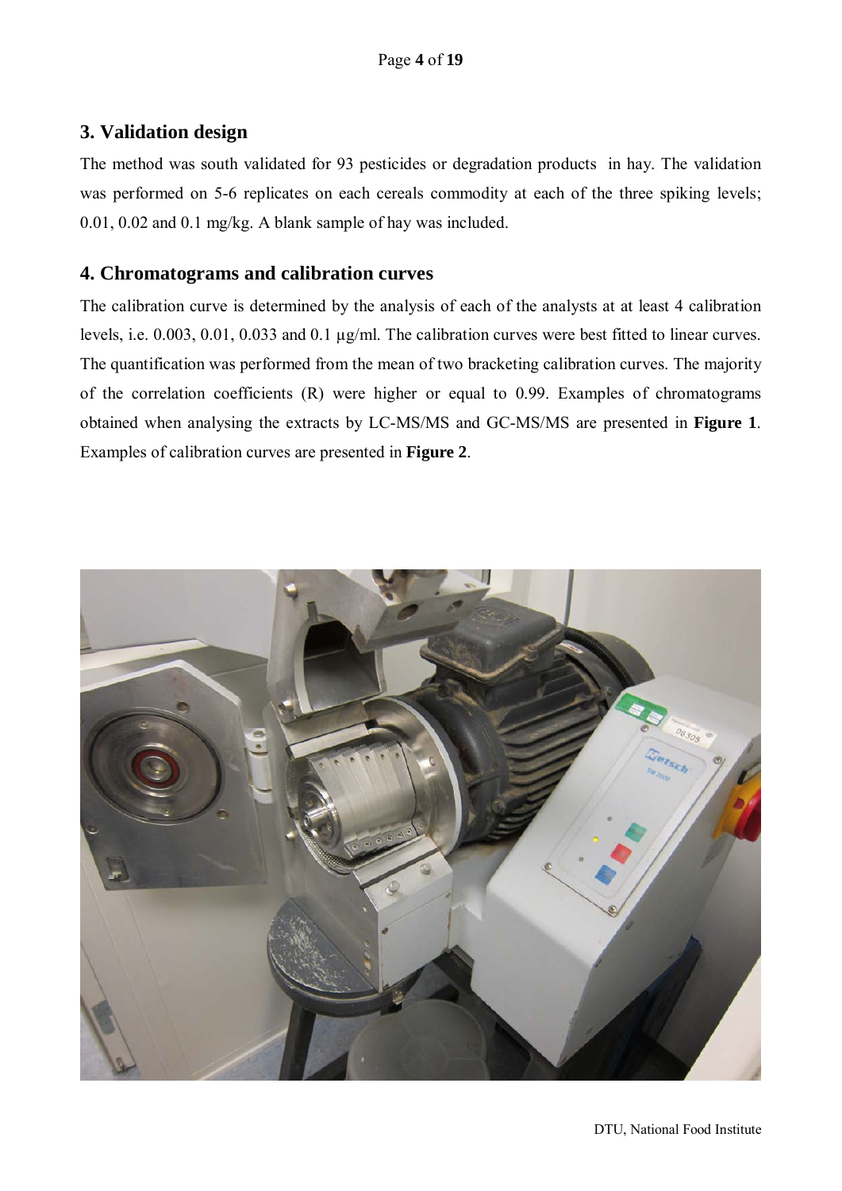## 3. Validation design

The method was south validated for 93 pesticides or degradation products in hay. The validation was performed on 5-6 replicates on each cereals commodity at each of the three spiking levels; 0.01, 0.02 and 0.1 mg/kg. A blank sample of hay was included.

## 4. Chromatograms and calibration curves

The calibration curve is determined by the analysis of each of the analysts at at least 4 calibration levels, i.e. 0.003, 0.01, 0.033 and 0.1 µg/ml. The calibration curves were best fitted to linear curves. The quantification was performed from the mean of two bracketing calibration curves. The majority of the correlation coefficients (R) were higher or equal to 0.99. Examples of chromatograms obtained when analysing the extracts by LC-MS/MS and GC-MS/MS are presented in **Figure 1**. Examples of calibration curves are presented in **Figure 2**.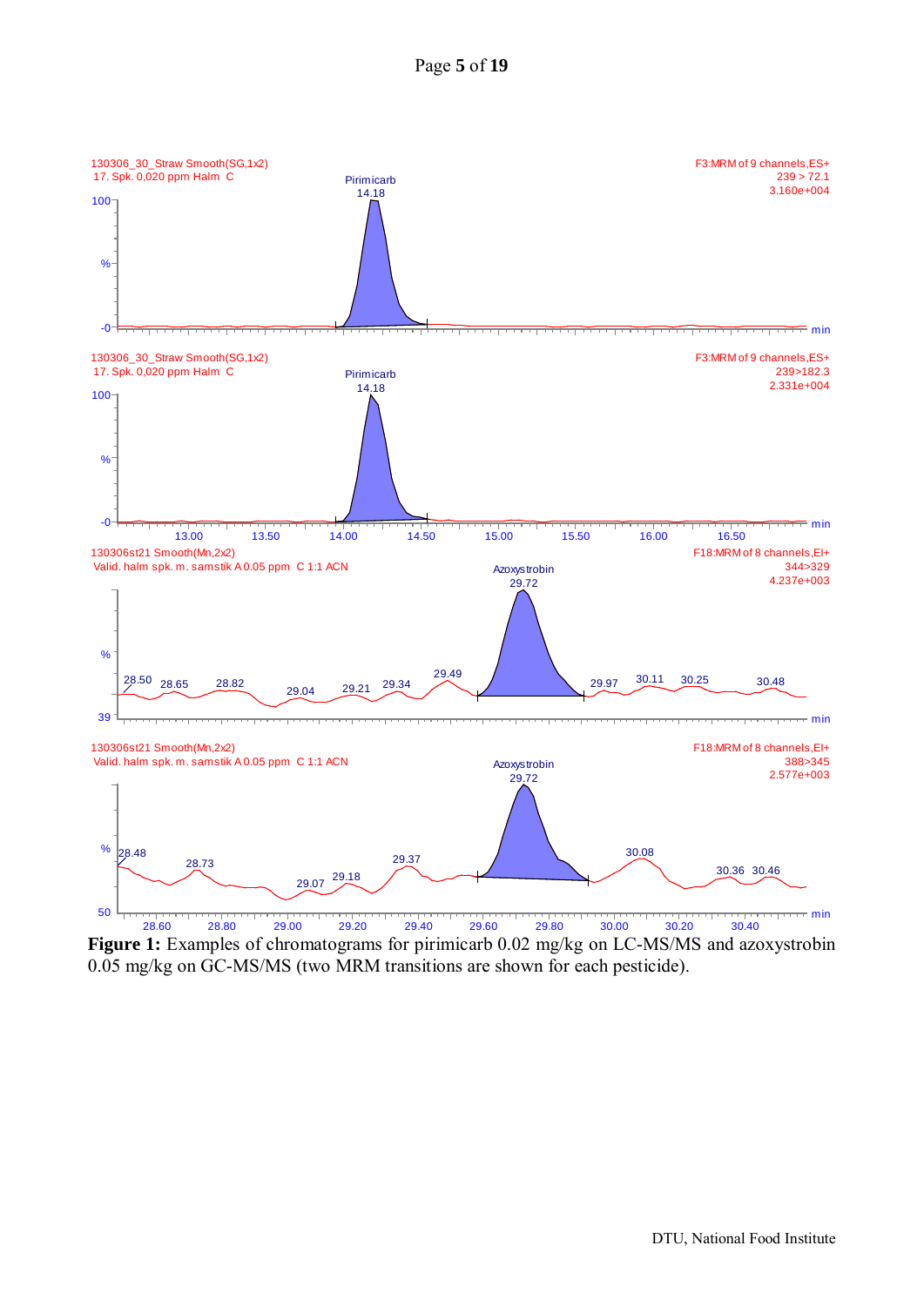**Figure 1:** Examples of chromatograms for pirimicarb 0.02 mg/kg on LC-MS/MS and azoxystrobin 0.05 mg/kg on GC-MS/MS (two MRM transitions are shown for each pesticide).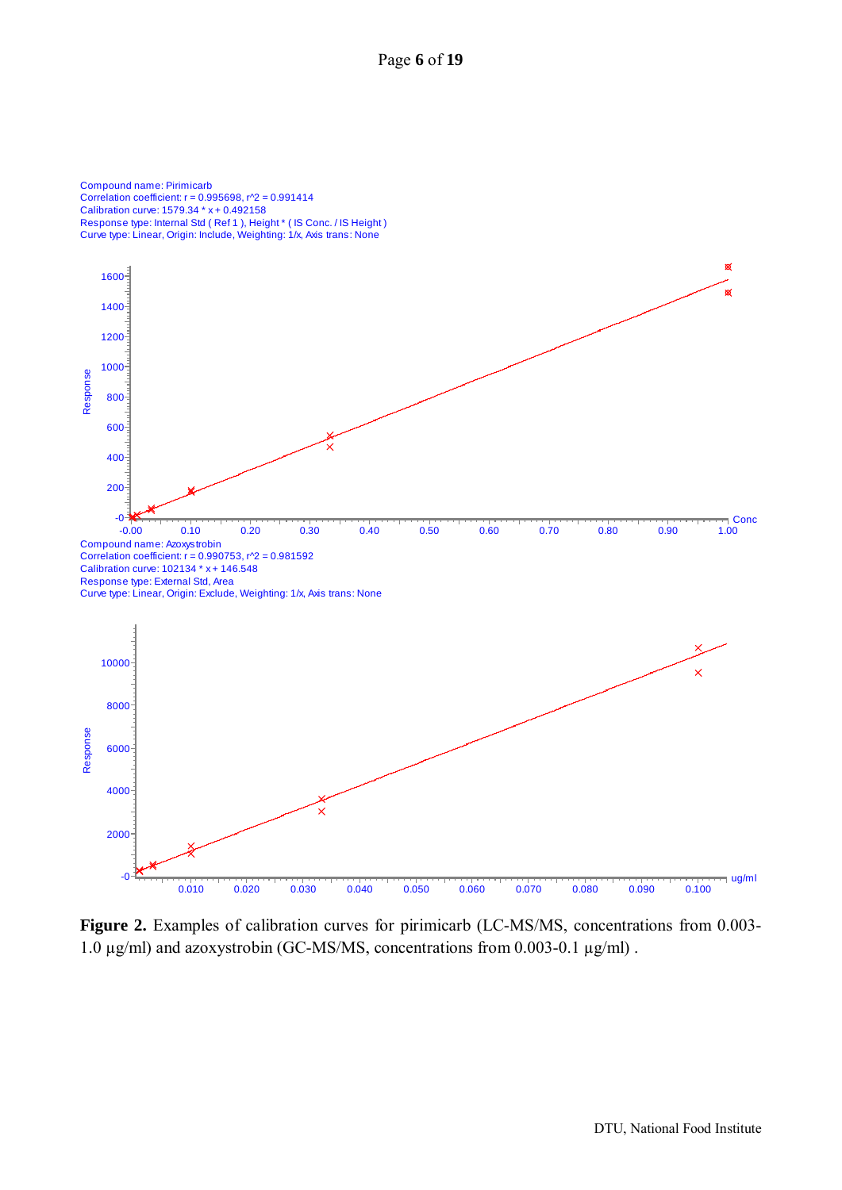Compound name: Pirimicarb
Correlation coefficient: r = 0.995698, r^2 = 0.991414
Calibration curve: 1579.34 * x + 0.492158
Response type: Internal Std ( Ref 1 ), Height * ( IS Conc. / IS Height )
Curve type: Linear, Origin: Include, Weighting: 1/x, Axis trans: None

Compound name: Azoxystrobin
Correlation coefficient: r = 0.990753, r^2 = 0.981592
Calibration curve: 102134 * x + 146.548
Response type: External Std, Area
Curve type: Linear, Origin: Exclude, Weighting: 1/x, Axis trans: None

**Figure 2.** Examples of calibration curves for pirimicarb (LC-MS/MS, concentrations from 0.003-1.0 µg/ml) and azoxystrobin (GC-MS/MS, concentrations from 0.003-0.1 µg/ml) .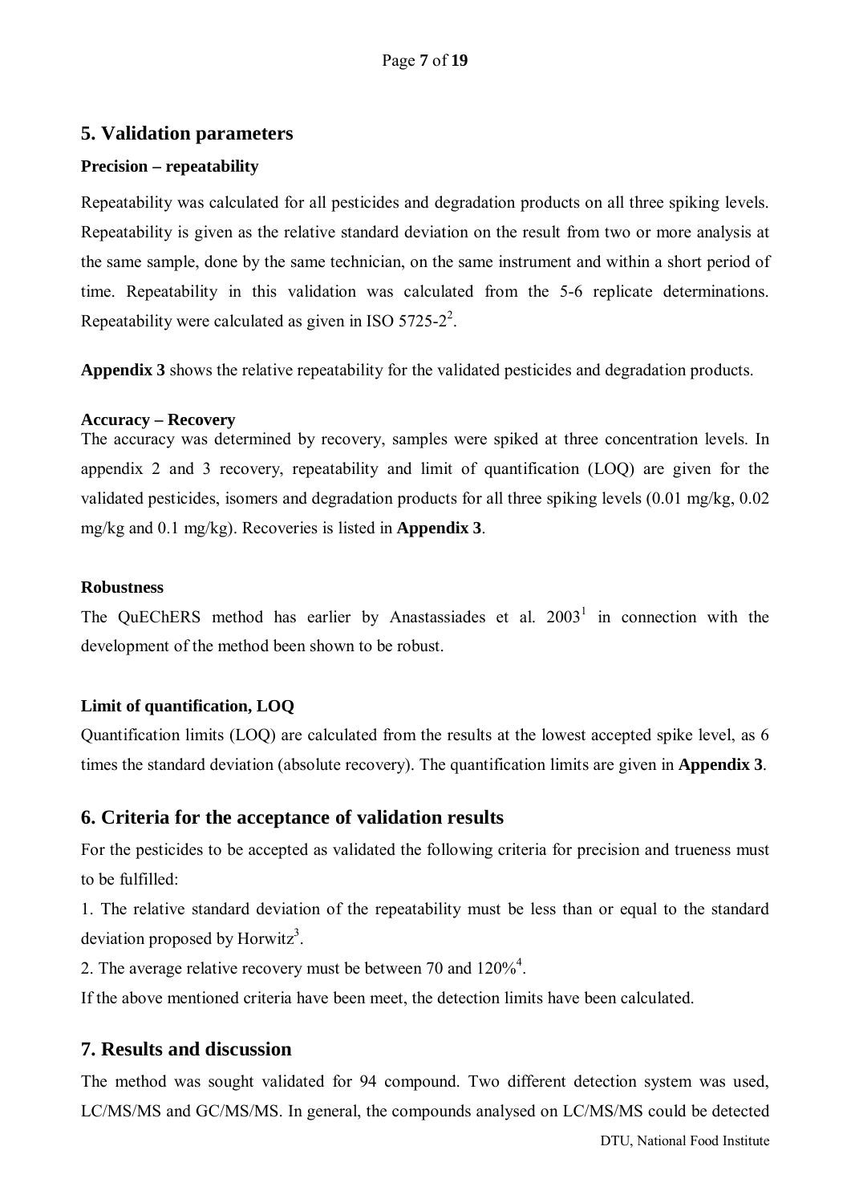## 5. Validation parameters

### Precision – repeatability

Repeatability was calculated for all pesticides and degradation products on all three spiking levels. Repeatability is given as the relative standard deviation on the result from two or more analysis at the same sample, done by the same technician, on the same instrument and within a short period of time. Repeatability in this validation was calculated from the 5-6 replicate determinations. Repeatability were calculated as given in ISO 5725-2[2].

**Appendix 3** shows the relative repeatability for the validated pesticides and degradation products.

### Accuracy – Recovery

The accuracy was determined by recovery, samples were spiked at three concentration levels. In appendix 2 and 3 recovery, repeatability and limit of quantification (LOQ) are given for the validated pesticides, isomers and degradation products for all three spiking levels (0.01 mg/kg, 0.02 mg/kg and 0.1 mg/kg). Recoveries is listed in **Appendix 3**.

### Robustness

The QuEChERS method has earlier by Anastassiades et al. 2003[1] in connection with the development of the method been shown to be robust.

### Limit of quantification, LOQ

Quantification limits (LOQ) are calculated from the results at the lowest accepted spike level, as 6 times the standard deviation (absolute recovery). The quantification limits are given in **Appendix 3**.

## 6. Criteria for the acceptance of validation results

For the pesticides to be accepted as validated the following criteria for precision and trueness must to be fulfilled:

1. The relative standard deviation of the repeatability must be less than or equal to the standard deviation proposed by Horwitz[3].
2. The average relative recovery must be between 70 and 120%[4].

If the above mentioned criteria have been meet, the detection limits have been calculated.

## 7. Results and discussion

The method was sought validated for 94 compound. Two different detection system was used, LC/MS/MS and GC/MS/MS. In general, the compounds analysed on LC/MS/MS could be detected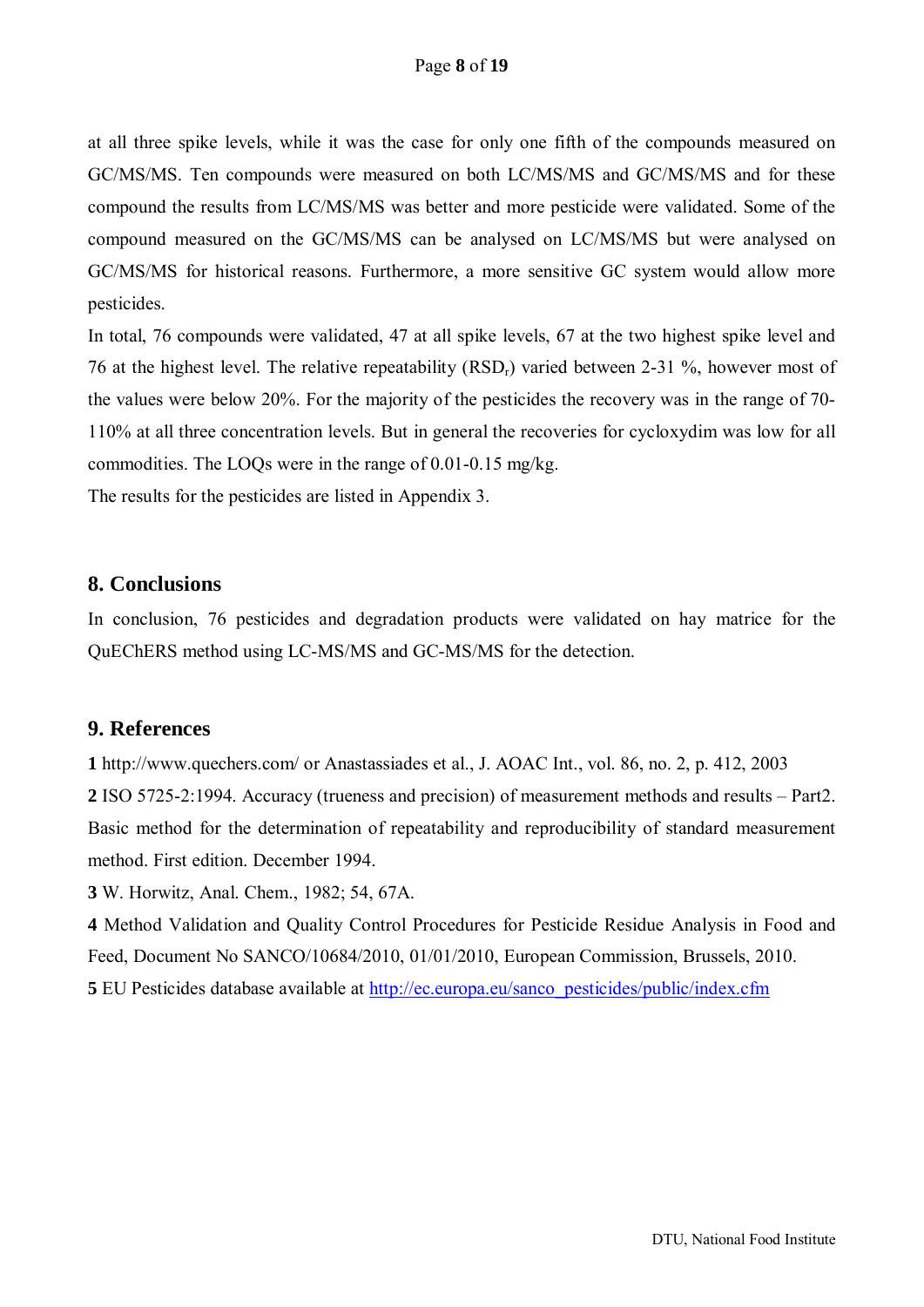at all three spike levels, while it was the case for only one fifth of the compounds measured on GC/MS/MS. Ten compounds were measured on both LC/MS/MS and GC/MS/MS and for these compound the results from LC/MS/MS was better and more pesticide were validated. Some of the compound measured on the GC/MS/MS can be analysed on LC/MS/MS but were analysed on GC/MS/MS for historical reasons. Furthermore, a more sensitive GC system would allow more pesticides.

In total, 76 compounds were validated, 47 at all spike levels, 67 at the two highest spike level and 76 at the highest level. The relative repeatability ($RSD_r$) varied between 2-31 %, however most of the values were below 20%. For the majority of the pesticides the recovery was in the range of 70-110% at all three concentration levels. But in general the recoveries for cycloxydim was low for all commodities. The LOQs were in the range of 0.01-0.15 mg/kg.

The results for the pesticides are listed in Appendix 3.

## 8. Conclusions

In conclusion, 76 pesticides and degradation products were validated on hay matrice for the QuEChERS method using LC-MS/MS and GC-MS/MS for the detection.

## 9. References

**1** http://www.quechers.com/ or Anastassiades et al., J. AOAC Int., vol. 86, no. 2, p. 412, 2003

**2** ISO 5725-2:1994. Accuracy (trueness and precision) of measurement methods and results – Part2. Basic method for the determination of repeatability and reproducibility of standard measurement method. First edition. December 1994.

**3** W. Horwitz, Anal. Chem., 1982; 54, 67A.

**4** Method Validation and Quality Control Procedures for Pesticide Residue Analysis in Food and Feed, Document No SANCO/10684/2010, 01/01/2010, European Commission, Brussels, 2010.

**5** EU Pesticides database available at http://ec.europa.eu/sanco_pesticides/public/index.cfm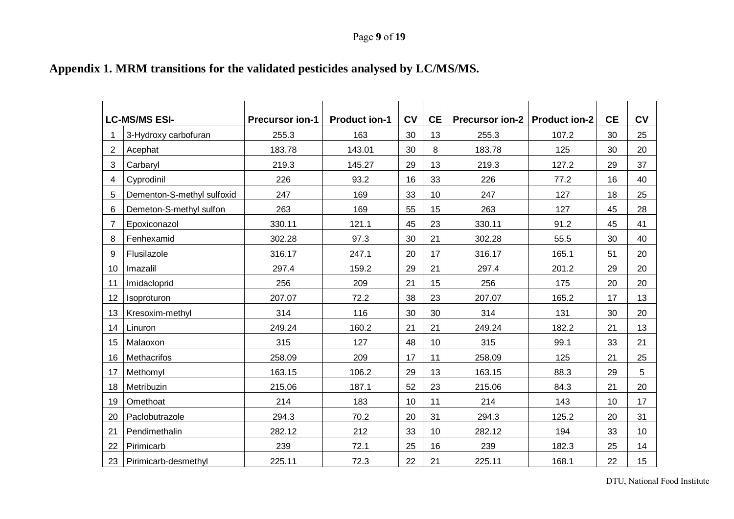**Appendix 1. MRM transitions for the validated pesticides analysed by LC/MS/MS.**

| LC-MS/MS ESI- | | Precursor ion-1 | Product ion-1 | CV | CE | Precursor ion-2 | Product ion-2 | CE | CV |
|---|---|---|---|---|---|---|---|---|---|
| 1 | 3-Hydroxy carbofuran | 255.3 | 163 | 30 | 13 | 255.3 | 107.2 | 30 | 25 |
| 2 | Acephat | 183.78 | 143.01 | 30 | 8 | 183.78 | 125 | 30 | 20 |
| 3 | Carbaryl | 219.3 | 145.27 | 29 | 13 | 219.3 | 127.2 | 29 | 37 |
| 4 | Cyprodinil | 226 | 93.2 | 16 | 33 | 226 | 77.2 | 16 | 40 |
| 5 | Dementon-S-methyl sulfoxid | 247 | 169 | 33 | 10 | 247 | 127 | 18 | 25 |
| 6 | Demeton-S-methyl sulfon | 263 | 169 | 55 | 15 | 263 | 127 | 45 | 28 |
| 7 | Epoxiconazol | 330.11 | 121.1 | 45 | 23 | 330.11 | 91.2 | 45 | 41 |
| 8 | Fenhexamid | 302.28 | 97.3 | 30 | 21 | 302.28 | 55.5 | 30 | 40 |
| 9 | Flusilazole | 316.17 | 247.1 | 20 | 17 | 316.17 | 165.1 | 51 | 20 |
| 10 | Imazalil | 297.4 | 159.2 | 29 | 21 | 297.4 | 201.2 | 29 | 20 |
| 11 | Imidacloprid | 256 | 209 | 21 | 15 | 256 | 175 | 20 | 20 |
| 12 | Isoproturon | 207.07 | 72.2 | 38 | 23 | 207.07 | 165.2 | 17 | 13 |
| 13 | Kresoxim-methyl | 314 | 116 | 30 | 30 | 314 | 131 | 30 | 20 |
| 14 | Linuron | 249.24 | 160.2 | 21 | 21 | 249.24 | 182.2 | 21 | 13 |
| 15 | Malaoxon | 315 | 127 | 48 | 10 | 315 | 99.1 | 33 | 21 |
| 16 | Methacrifos | 258.09 | 209 | 17 | 11 | 258.09 | 125 | 21 | 25 |
| 17 | Methomyl | 163.15 | 106.2 | 29 | 13 | 163.15 | 88.3 | 29 | 5 |
| 18 | Metribuzin | 215.06 | 187.1 | 52 | 23 | 215.06 | 84.3 | 21 | 20 |
| 19 | Omethoat | 214 | 183 | 10 | 11 | 214 | 143 | 10 | 17 |
| 20 | Paclobutrazole | 294.3 | 70.2 | 20 | 31 | 294.3 | 125.2 | 20 | 31 |
| 21 | Pendimethalin | 282.12 | 212 | 33 | 10 | 282.12 | 194 | 33 | 10 |
| 22 | Pirimicarb | 239 | 72.1 | 25 | 16 | 239 | 182.3 | 25 | 14 |
| 23 | Pirimicarb-desmethyl | 225.11 | 72.3 | 22 | 21 | 225.11 | 168.1 | 22 | 15 |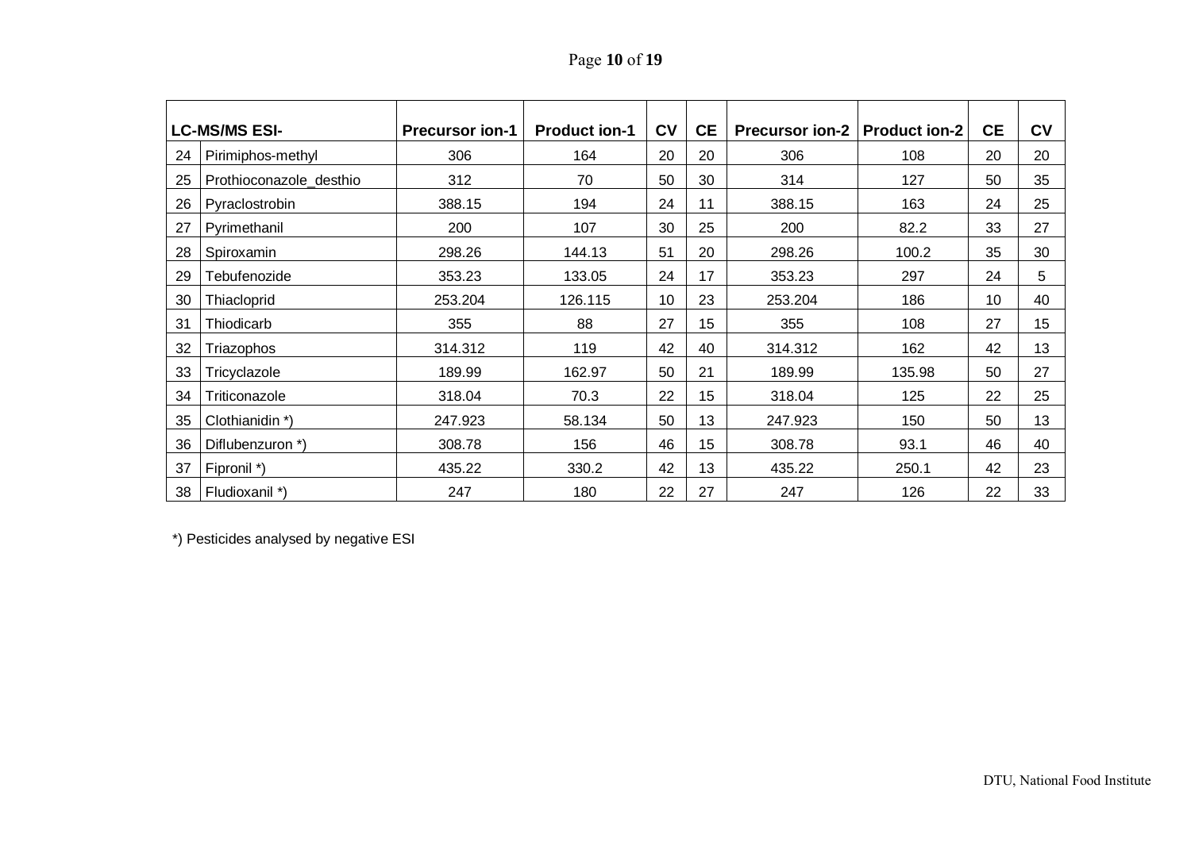| | LC-MS/MS ESI- | Precursor ion-1 | Product ion-1 | CV | CE | Precursor ion-2 | Product ion-2 | CE | CV |
|---|---|---|---|---|---|---|---|---|---|
| 24 | Pirimiphos-methyl | 306 | 164 | 20 | 20 | 306 | 108 | 20 | 20 |
| 25 | Prothioconazole_desthio | 312 | 70 | 50 | 30 | 314 | 127 | 50 | 35 |
| 26 | Pyraclostrobin | 388.15 | 194 | 24 | 11 | 388.15 | 163 | 24 | 25 |
| 27 | Pyrimethanil | 200 | 107 | 30 | 25 | 200 | 82.2 | 33 | 27 |
| 28 | Spiroxamin | 298.26 | 144.13 | 51 | 20 | 298.26 | 100.2 | 35 | 30 |
| 29 | Tebufenozide | 353.23 | 133.05 | 24 | 17 | 353.23 | 297 | 24 | 5 |
| 30 | Thiacloprid | 253.204 | 126.115 | 10 | 23 | 253.204 | 186 | 10 | 40 |
| 31 | Thiodicarb | 355 | 88 | 27 | 15 | 355 | 108 | 27 | 15 |
| 32 | Triazophos | 314.312 | 119 | 42 | 40 | 314.312 | 162 | 42 | 13 |
| 33 | Tricyclazole | 189.99 | 162.97 | 50 | 21 | 189.99 | 135.98 | 50 | 27 |
| 34 | Triticonazole | 318.04 | 70.3 | 22 | 15 | 318.04 | 125 | 22 | 25 |
| 35 | Clothianidin *) | 247.923 | 58.134 | 50 | 13 | 247.923 | 150 | 50 | 13 |
| 36 | Diflubenzuron *) | 308.78 | 156 | 46 | 15 | 308.78 | 93.1 | 46 | 40 |
| 37 | Fipronil *) | 435.22 | 330.2 | 42 | 13 | 435.22 | 250.1 | 42 | 23 |
| 38 | Fludioxanil *) | 247 | 180 | 22 | 27 | 247 | 126 | 22 | 33 |

*) Pesticides analysed by negative ESI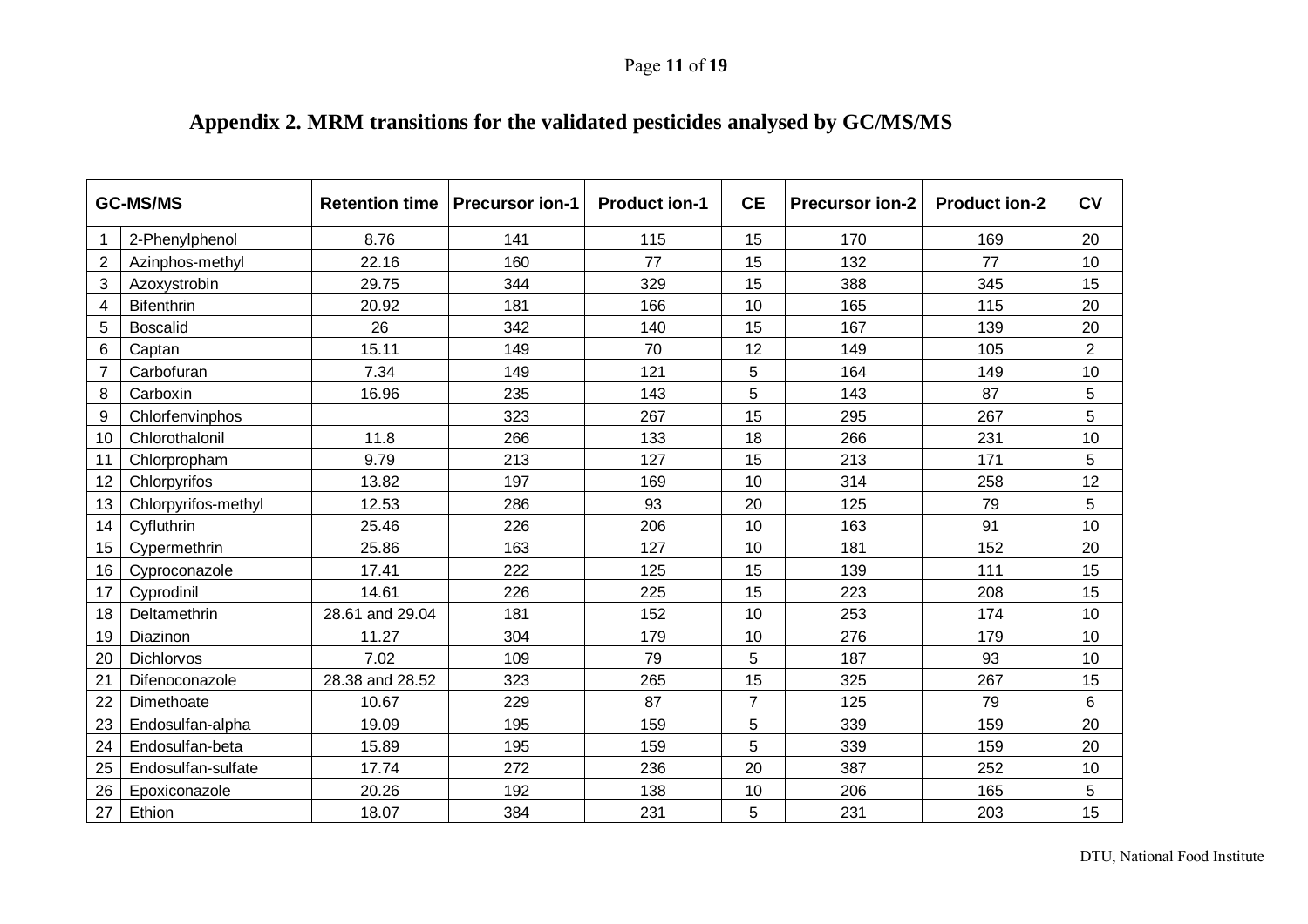## Appendix 2. MRM transitions for the validated pesticides analysed by GC/MS/MS

| GC-MS/MS | | Retention time | Precursor ion-1 | Product ion-1 | CE | Precursor ion-2 | Product ion-2 | CV |
|---|---|---|---|---|---|---|---|---|
| 1 | 2-Phenylphenol | 8.76 | 141 | 115 | 15 | 170 | 169 | 20 |
| 2 | Azinphos-methyl | 22.16 | 160 | 77 | 15 | 132 | 77 | 10 |
| 3 | Azoxystrobin | 29.75 | 344 | 329 | 15 | 388 | 345 | 15 |
| 4 | Bifenthrin | 20.92 | 181 | 166 | 10 | 165 | 115 | 20 |
| 5 | Boscalid | 26 | 342 | 140 | 15 | 167 | 139 | 20 |
| 6 | Captan | 15.11 | 149 | 70 | 12 | 149 | 105 | 2 |
| 7 | Carbofuran | 7.34 | 149 | 121 | 5 | 164 | 149 | 10 |
| 8 | Carboxin | 16.96 | 235 | 143 | 5 | 143 | 87 | 5 |
| 9 | Chlorfenvinphos | | 323 | 267 | 15 | 295 | 267 | 5 |
| 10 | Chlorothalonil | 11.8 | 266 | 133 | 18 | 266 | 231 | 10 |
| 11 | Chlorpropham | 9.79 | 213 | 127 | 15 | 213 | 171 | 5 |
| 12 | Chlorpyrifos | 13.82 | 197 | 169 | 10 | 314 | 258 | 12 |
| 13 | Chlorpyrifos-methyl | 12.53 | 286 | 93 | 20 | 125 | 79 | 5 |
| 14 | Cyfluthrin | 25.46 | 226 | 206 | 10 | 163 | 91 | 10 |
| 15 | Cypermethrin | 25.86 | 163 | 127 | 10 | 181 | 152 | 20 |
| 16 | Cyproconazole | 17.41 | 222 | 125 | 15 | 139 | 111 | 15 |
| 17 | Cyprodinil | 14.61 | 226 | 225 | 15 | 223 | 208 | 15 |
| 18 | Deltamethrin | 28.61 and 29.04 | 181 | 152 | 10 | 253 | 174 | 10 |
| 19 | Diazinon | 11.27 | 304 | 179 | 10 | 276 | 179 | 10 |
| 20 | Dichlorvos | 7.02 | 109 | 79 | 5 | 187 | 93 | 10 |
| 21 | Difenoconazole | 28.38 and 28.52 | 323 | 265 | 15 | 325 | 267 | 15 |
| 22 | Dimethoate | 10.67 | 229 | 87 | 7 | 125 | 79 | 6 |
| 23 | Endosulfan-alpha | 19.09 | 195 | 159 | 5 | 339 | 159 | 20 |
| 24 | Endosulfan-beta | 15.89 | 195 | 159 | 5 | 339 | 159 | 20 |
| 25 | Endosulfan-sulfate | 17.74 | 272 | 236 | 20 | 387 | 252 | 10 |
| 26 | Epoxiconazole | 20.26 | 192 | 138 | 10 | 206 | 165 | 5 |
| 27 | Ethion | 18.07 | 384 | 231 | 5 | 231 | 203 | 15 |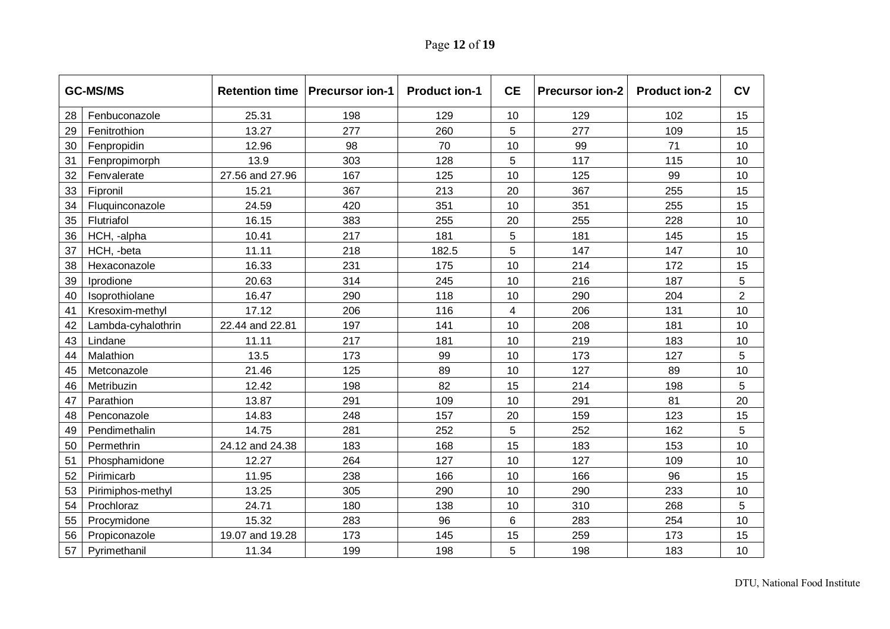| GC-MS/MS | | Retention time | Precursor ion-1 | Product ion-1 | CE | Precursor ion-2 | Product ion-2 | CV |
|---|---|---|---|---|---|---|---|---|
| 28 | Fenbuconazole | 25.31 | 198 | 129 | 10 | 129 | 102 | 15 |
| 29 | Fenitrothion | 13.27 | 277 | 260 | 5 | 277 | 109 | 15 |
| 30 | Fenpropidin | 12.96 | 98 | 70 | 10 | 99 | 71 | 10 |
| 31 | Fenpropimorph | 13.9 | 303 | 128 | 5 | 117 | 115 | 10 |
| 32 | Fenvalerate | 27.56 and 27.96 | 167 | 125 | 10 | 125 | 99 | 10 |
| 33 | Fipronil | 15.21 | 367 | 213 | 20 | 367 | 255 | 15 |
| 34 | Fluquinconazole | 24.59 | 420 | 351 | 10 | 351 | 255 | 15 |
| 35 | Flutriafol | 16.15 | 383 | 255 | 20 | 255 | 228 | 10 |
| 36 | HCH, -alpha | 10.41 | 217 | 181 | 5 | 181 | 145 | 15 |
| 37 | HCH, -beta | 11.11 | 218 | 182.5 | 5 | 147 | 147 | 10 |
| 38 | Hexaconazole | 16.33 | 231 | 175 | 10 | 214 | 172 | 15 |
| 39 | Iprodione | 20.63 | 314 | 245 | 10 | 216 | 187 | 5 |
| 40 | Isoprothiolane | 16.47 | 290 | 118 | 10 | 290 | 204 | 2 |
| 41 | Kresoxim-methyl | 17.12 | 206 | 116 | 4 | 206 | 131 | 10 |
| 42 | Lambda-cyhalothrin | 22.44 and 22.81 | 197 | 141 | 10 | 208 | 181 | 10 |
| 43 | Lindane | 11.11 | 217 | 181 | 10 | 219 | 183 | 10 |
| 44 | Malathion | 13.5 | 173 | 99 | 10 | 173 | 127 | 5 |
| 45 | Metconazole | 21.46 | 125 | 89 | 10 | 127 | 89 | 10 |
| 46 | Metribuzin | 12.42 | 198 | 82 | 15 | 214 | 198 | 5 |
| 47 | Parathion | 13.87 | 291 | 109 | 10 | 291 | 81 | 20 |
| 48 | Penconazole | 14.83 | 248 | 157 | 20 | 159 | 123 | 15 |
| 49 | Pendimethalin | 14.75 | 281 | 252 | 5 | 252 | 162 | 5 |
| 50 | Permethrin | 24.12 and 24.38 | 183 | 168 | 15 | 183 | 153 | 10 |
| 51 | Phosphamidone | 12.27 | 264 | 127 | 10 | 127 | 109 | 10 |
| 52 | Pirimicarb | 11.95 | 238 | 166 | 10 | 166 | 96 | 15 |
| 53 | Pirimiphos-methyl | 13.25 | 305 | 290 | 10 | 290 | 233 | 10 |
| 54 | Prochloraz | 24.71 | 180 | 138 | 10 | 310 | 268 | 5 |
| 55 | Procymidone | 15.32 | 283 | 96 | 6 | 283 | 254 | 10 |
| 56 | Propiconazole | 19.07 and 19.28 | 173 | 145 | 15 | 259 | 173 | 15 |
| 57 | Pyrimethanil | 11.34 | 199 | 198 | 5 | 198 | 183 | 10 |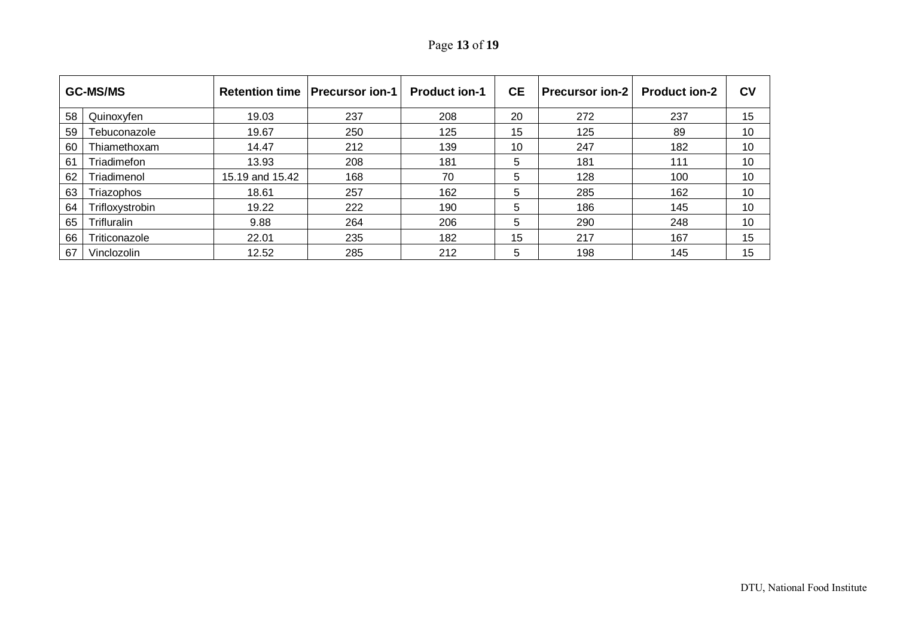| GC-MS/MS | | Retention time | Precursor ion-1 | Product ion-1 | CE | Precursor ion-2 | Product ion-2 | CV |
|---|---|---|---|---|---|---|---|---|
| 58 | Quinoxyfen | 19.03 | 237 | 208 | 20 | 272 | 237 | 15 |
| 59 | Tebuconazole | 19.67 | 250 | 125 | 15 | 125 | 89 | 10 |
| 60 | Thiamethoxam | 14.47 | 212 | 139 | 10 | 247 | 182 | 10 |
| 61 | Triadimefon | 13.93 | 208 | 181 | 5 | 181 | 111 | 10 |
| 62 | Triadimenol | 15.19 and 15.42 | 168 | 70 | 5 | 128 | 100 | 10 |
| 63 | Triazophos | 18.61 | 257 | 162 | 5 | 285 | 162 | 10 |
| 64 | Trifloxystrobin | 19.22 | 222 | 190 | 5 | 186 | 145 | 10 |
| 65 | Trifluralin | 9.88 | 264 | 206 | 5 | 290 | 248 | 10 |
| 66 | Triticonazole | 22.01 | 235 | 182 | 15 | 217 | 167 | 15 |
| 67 | Vinclozolin | 12.52 | 285 | 212 | 5 | 198 | 145 | 15 |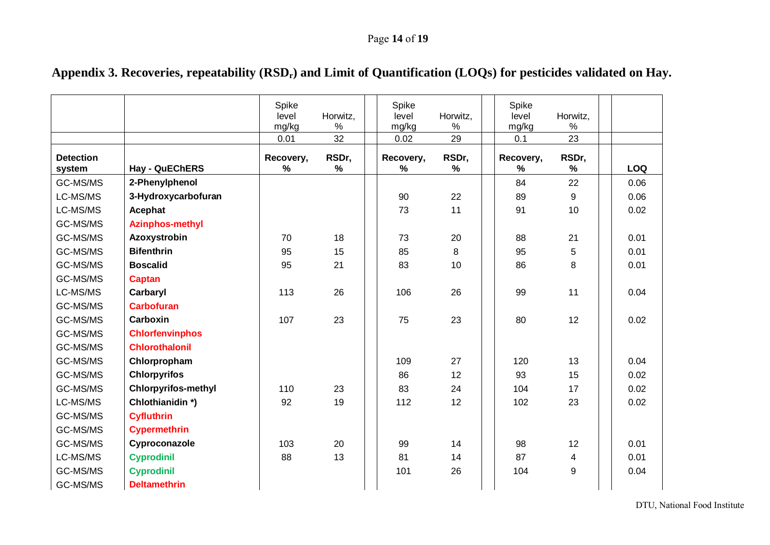# Appendix 3. Recoveries, repeatability ($RSD_r$) and Limit of Quantification (LOQs) for pesticides validated on Hay.

| | | Spike level mg/kg | Horwitz, % | Spike level mg/kg | Horwitz, % | Spike level mg/kg | Horwitz, % | |
|---|---|---|---|---|---|---|---|---|
| | | 0.01 | 32 | 0.02 | 29 | 0.1 | 23 | |
| **Detection system** | **Hay - QuEChERS** | **Recovery, %** | **RSDr, %** | **Recovery, %** | **RSDr, %** | **Recovery, %** | **RSDr, %** | **LOQ** |
| GC-MS/MS | **2-Phenylphenol** | | | | | 84 | 22 | 0.06 |
| LC-MS/MS | **3-Hydroxycarbofuran** | | | 90 | 22 | 89 | 9 | 0.06 |
| LC-MS/MS | **Acephat** | | | 73 | 11 | 91 | 10 | 0.02 |
| GC-MS/MS | **Azinphos-methyl** | | | | | | | |
| GC-MS/MS | **Azoxystrobin** | 70 | 18 | 73 | 20 | 88 | 21 | 0.01 |
| GC-MS/MS | **Bifenthrin** | 95 | 15 | 85 | 8 | 95 | 5 | 0.01 |
| GC-MS/MS | **Boscalid** | 95 | 21 | 83 | 10 | 86 | 8 | 0.01 |
| GC-MS/MS | **Captan** | | | | | | | |
| LC-MS/MS | **Carbaryl** | 113 | 26 | 106 | 26 | 99 | 11 | 0.04 |
| GC-MS/MS | **Carbofuran** | | | | | | | |
| GC-MS/MS | **Carboxin** | 107 | 23 | 75 | 23 | 80 | 12 | 0.02 |
| GC-MS/MS | **Chlorfenvinphos** | | | | | | | |
| GC-MS/MS | **Chlorothalonil** | | | | | | | |
| GC-MS/MS | **Chlorpropham** | | | 109 | 27 | 120 | 13 | 0.04 |
| GC-MS/MS | **Chlorpyrifos** | | | 86 | 12 | 93 | 15 | 0.02 |
| GC-MS/MS | **Chlorpyrifos-methyl** | 110 | 23 | 83 | 24 | 104 | 17 | 0.02 |
| LC-MS/MS | **Chlothianidin *)** | 92 | 19 | 112 | 12 | 102 | 23 | 0.02 |
| GC-MS/MS | **Cyfluthrin** | | | | | | | |
| GC-MS/MS | **Cypermethrin** | | | | | | | |
| GC-MS/MS | **Cyproconazole** | 103 | 20 | 99 | 14 | 98 | 12 | 0.01 |
| LC-MS/MS | **Cyprodinil** | 88 | 13 | 81 | 14 | 87 | 4 | 0.01 |
| GC-MS/MS | **Cyprodinil** | | | 101 | 26 | 104 | 9 | 0.04 |
| GC-MS/MS | **Deltamethrin** | | | | | | | |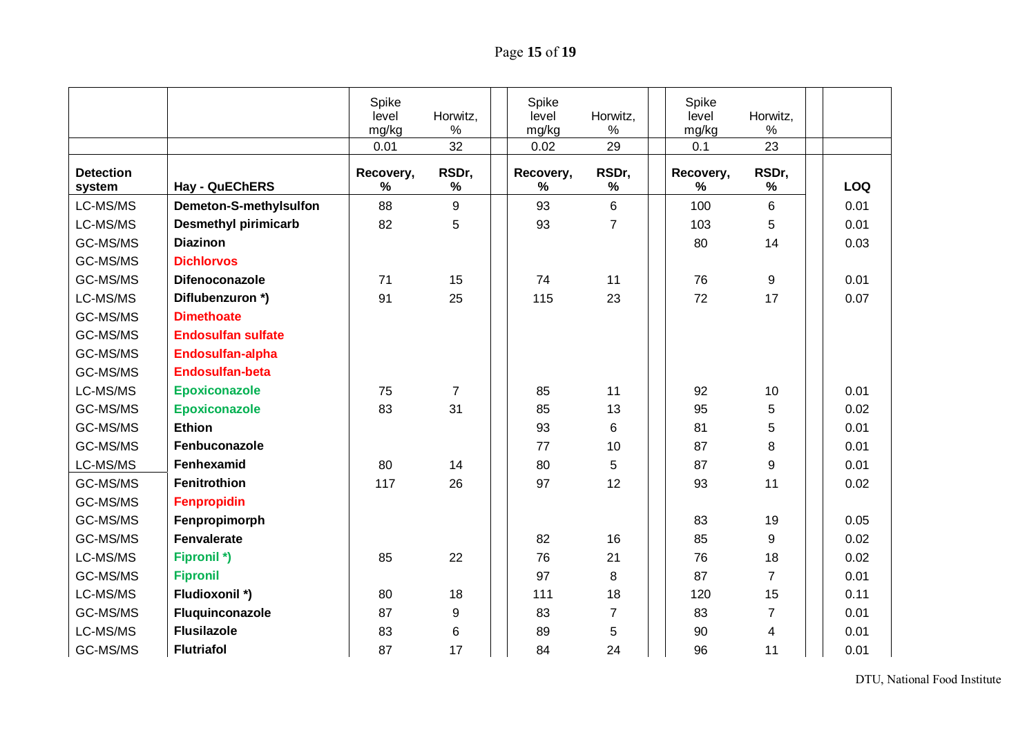| | | Spike level mg/kg | Horwitz, % | Spike level mg/kg | Horwitz, % | Spike level mg/kg | Horwitz, % | |
|---|---|---|---|---|---|---|---|---|
| | | 0.01 | 32 | 0.02 | 29 | 0.1 | 23 | |
| **Detection system** | **Hay - QuEChERS** | **Recovery, %** | **RSDr, %** | **Recovery, %** | **RSDr, %** | **Recovery, %** | **RSDr, %** | **LOQ** |
| LC-MS/MS | **Demeton-S-methylsulfon** | 88 | 9 | 93 | 6 | 100 | 6 | 0.01 |
| LC-MS/MS | **Desmethyl pirimicarb** | 82 | 5 | 93 | 7 | 103 | 5 | 0.01 |
| GC-MS/MS | **Diazinon** | | | | | 80 | 14 | 0.03 |
| GC-MS/MS | **Dichlorvos** | | | | | | | |
| GC-MS/MS | **Difenoconazole** | 71 | 15 | 74 | 11 | 76 | 9 | 0.01 |
| LC-MS/MS | **Diflubenzuron *)** | 91 | 25 | 115 | 23 | 72 | 17 | 0.07 |
| GC-MS/MS | **Dimethoate** | | | | | | | |
| GC-MS/MS | **Endosulfan sulfate** | | | | | | | |
| GC-MS/MS | **Endosulfan-alpha** | | | | | | | |
| GC-MS/MS | **Endosulfan-beta** | | | | | | | |
| LC-MS/MS | **Epoxiconazole** | 75 | 7 | 85 | 11 | 92 | 10 | 0.01 |
| GC-MS/MS | **Epoxiconazole** | 83 | 31 | 85 | 13 | 95 | 5 | 0.02 |
| GC-MS/MS | **Ethion** | | | 93 | 6 | 81 | 5 | 0.01 |
| GC-MS/MS | **Fenbuconazole** | | | 77 | 10 | 87 | 8 | 0.01 |
| LC-MS/MS | **Fenhexamid** | 80 | 14 | 80 | 5 | 87 | 9 | 0.01 |
| GC-MS/MS | **Fenitrothion** | 117 | 26 | 97 | 12 | 93 | 11 | 0.02 |
| GC-MS/MS | **Fenpropidin** | | | | | | | |
| GC-MS/MS | **Fenpropimorph** | | | | | 83 | 19 | 0.05 |
| GC-MS/MS | **Fenvalerate** | | | 82 | 16 | 85 | 9 | 0.02 |
| LC-MS/MS | **Fipronil *)** | 85 | 22 | 76 | 21 | 76 | 18 | 0.02 |
| GC-MS/MS | **Fipronil** | | | 97 | 8 | 87 | 7 | 0.01 |
| LC-MS/MS | **Fludioxonil *)** | 80 | 18 | 111 | 18 | 120 | 15 | 0.11 |
| GC-MS/MS | **Fluquinconazole** | 87 | 9 | 83 | 7 | 83 | 7 | 0.01 |
| LC-MS/MS | **Flusilazole** | 83 | 6 | 89 | 5 | 90 | 4 | 0.01 |
| GC-MS/MS | **Flutriafol** | 87 | 17 | 84 | 24 | 96 | 11 | 0.01 |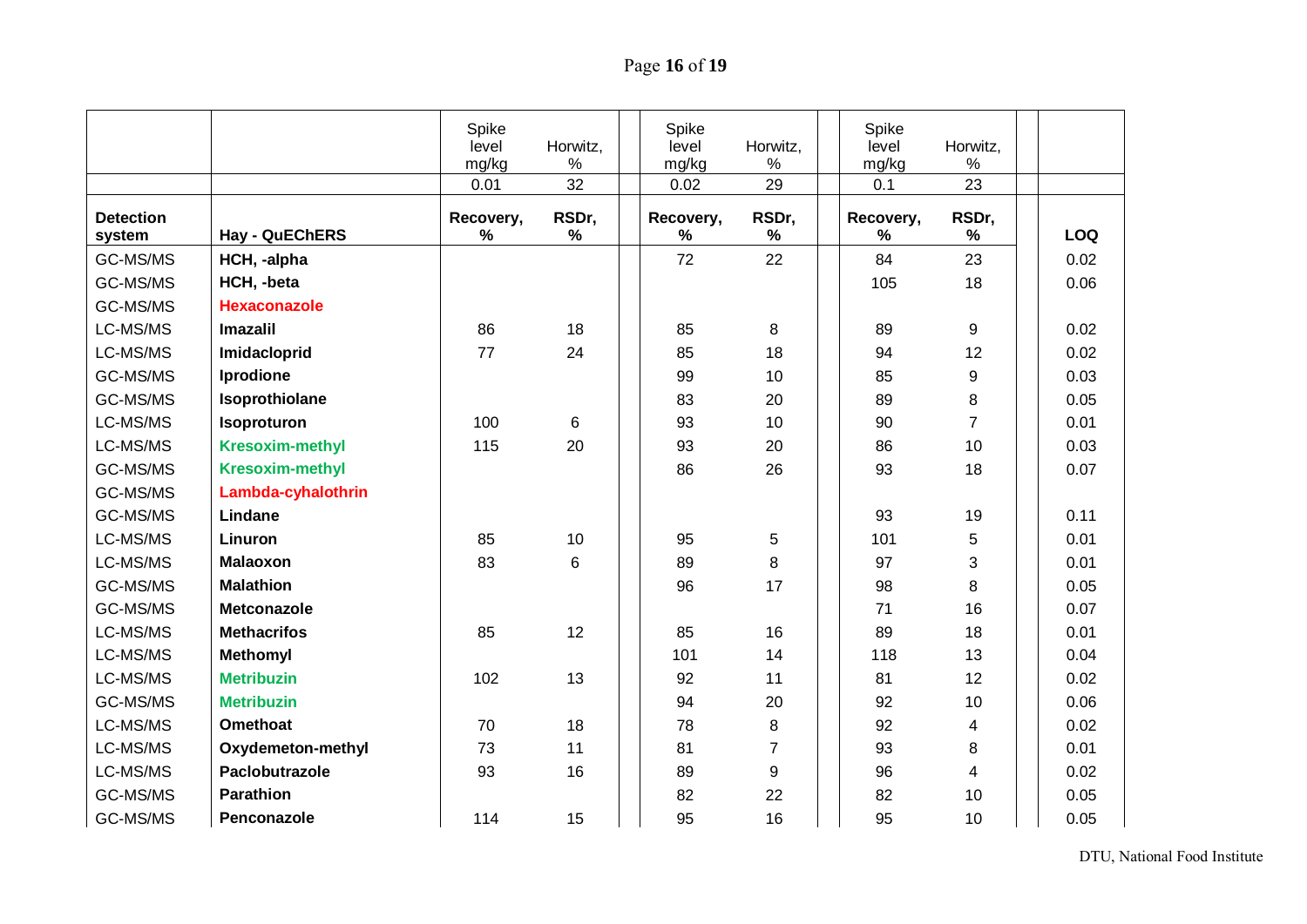| | | Spike level mg/kg | Horwitz, % | Spike level mg/kg | Horwitz, % | Spike level mg/kg | Horwitz, % | |
|---|---|---|---|---|---|---|---|---|
| | | 0.01 | 32 | 0.02 | 29 | 0.1 | 23 | |
| **Detection system** | **Hay - QuEChERS** | **Recovery, %** | **RSDr, %** | **Recovery, %** | **RSDr, %** | **Recovery, %** | **RSDr, %** | **LOQ** |
| GC-MS/MS | **HCH, -alpha** | | | 72 | 22 | 84 | 23 | 0.02 |
| GC-MS/MS | **HCH, -beta** | | | | | 105 | 18 | 0.06 |
| GC-MS/MS | **Hexaconazole** | | | | | | | |
| LC-MS/MS | **Imazalil** | 86 | 18 | 85 | 8 | 89 | 9 | 0.02 |
| LC-MS/MS | **Imidacloprid** | 77 | 24 | 85 | 18 | 94 | 12 | 0.02 |
| GC-MS/MS | **Iprodione** | | | 99 | 10 | 85 | 9 | 0.03 |
| GC-MS/MS | **Isoprothiolane** | | | 83 | 20 | 89 | 8 | 0.05 |
| LC-MS/MS | **Isoproturon** | 100 | 6 | 93 | 10 | 90 | 7 | 0.01 |
| LC-MS/MS | **Kresoxim-methyl** | 115 | 20 | 93 | 20 | 86 | 10 | 0.03 |
| GC-MS/MS | **Kresoxim-methyl** | | | 86 | 26 | 93 | 18 | 0.07 |
| GC-MS/MS | **Lambda-cyhalothrin** | | | | | | | |
| GC-MS/MS | **Lindane** | | | | | 93 | 19 | 0.11 |
| LC-MS/MS | **Linuron** | 85 | 10 | 95 | 5 | 101 | 5 | 0.01 |
| LC-MS/MS | **Malaoxon** | 83 | 6 | 89 | 8 | 97 | 3 | 0.01 |
| GC-MS/MS | **Malathion** | | | 96 | 17 | 98 | 8 | 0.05 |
| GC-MS/MS | **Metconazole** | | | | | 71 | 16 | 0.07 |
| LC-MS/MS | **Methacrifos** | 85 | 12 | 85 | 16 | 89 | 18 | 0.01 |
| LC-MS/MS | **Methomyl** | | | 101 | 14 | 118 | 13 | 0.04 |
| LC-MS/MS | **Metribuzin** | 102 | 13 | 92 | 11 | 81 | 12 | 0.02 |
| GC-MS/MS | **Metribuzin** | | | 94 | 20 | 92 | 10 | 0.06 |
| LC-MS/MS | **Omethoat** | 70 | 18 | 78 | 8 | 92 | 4 | 0.02 |
| LC-MS/MS | **Oxydemeton-methyl** | 73 | 11 | 81 | 7 | 93 | 8 | 0.01 |
| LC-MS/MS | **Paclobutrazole** | 93 | 16 | 89 | 9 | 96 | 4 | 0.02 |
| GC-MS/MS | **Parathion** | | | 82 | 22 | 82 | 10 | 0.05 |
| GC-MS/MS | **Penconazole** | 114 | 15 | 95 | 16 | 95 | 10 | 0.05 |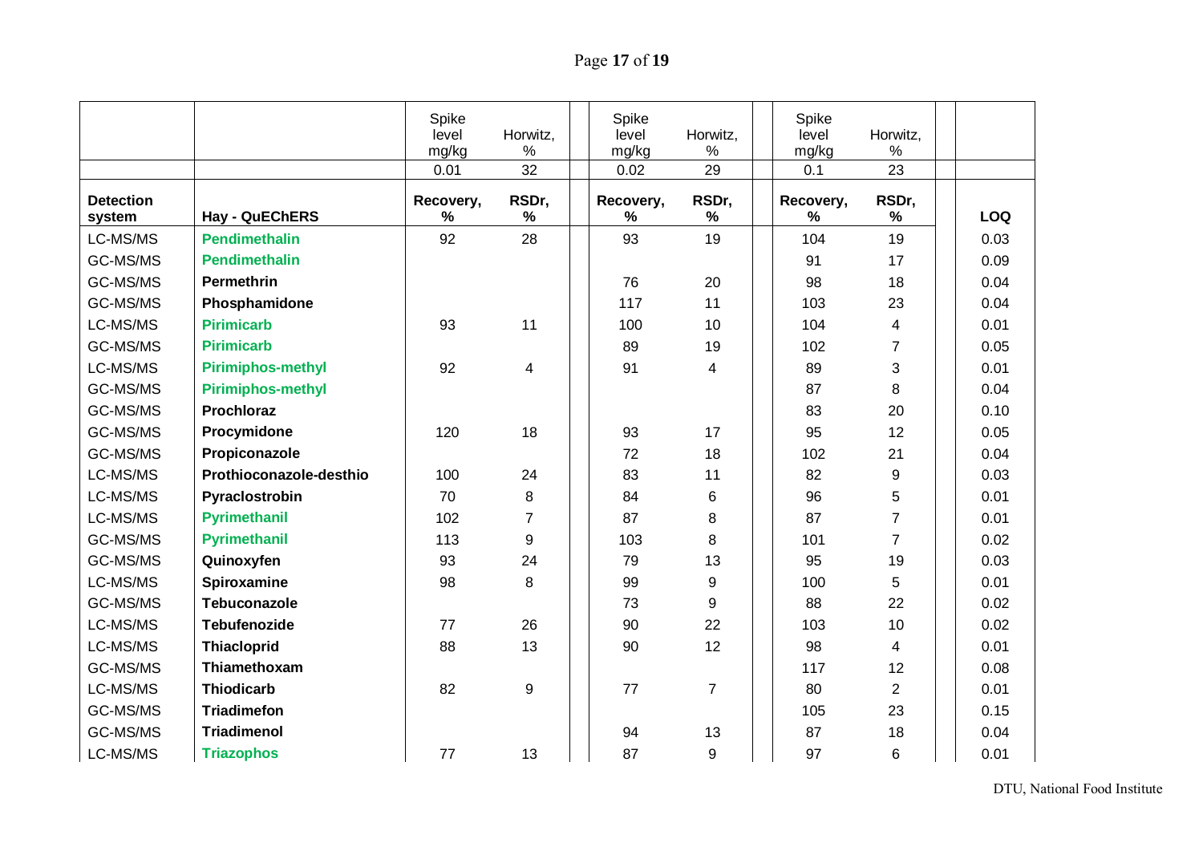| | | Spike level mg/kg | Horwitz, % | Spike level mg/kg | Horwitz, % | Spike level mg/kg | Horwitz, % | |
|---|---|---|---|---|---|---|---|---|
| | | 0.01 | 32 | 0.02 | 29 | 0.1 | 23 | |
| **Detection system** | **Hay - QuEChERS** | **Recovery, %** | **RSDr, %** | **Recovery, %** | **RSDr, %** | **Recovery, %** | **RSDr, %** | **LOQ** |
| LC-MS/MS | **Pendimethalin** | 92 | 28 | 93 | 19 | 104 | 19 | 0.03 |
| GC-MS/MS | **Pendimethalin** | | | | | 91 | 17 | 0.09 |
| GC-MS/MS | **Permethrin** | | | 76 | 20 | 98 | 18 | 0.04 |
| GC-MS/MS | **Phosphamidone** | | | 117 | 11 | 103 | 23 | 0.04 |
| LC-MS/MS | **Pirimicarb** | 93 | 11 | 100 | 10 | 104 | 4 | 0.01 |
| GC-MS/MS | **Pirimicarb** | | | 89 | 19 | 102 | 7 | 0.05 |
| LC-MS/MS | **Pirimiphos-methyl** | 92 | 4 | 91 | 4 | 89 | 3 | 0.01 |
| GC-MS/MS | **Pirimiphos-methyl** | | | | | 87 | 8 | 0.04 |
| GC-MS/MS | **Prochloraz** | | | | | 83 | 20 | 0.10 |
| GC-MS/MS | **Procymidone** | 120 | 18 | 93 | 17 | 95 | 12 | 0.05 |
| GC-MS/MS | **Propiconazole** | | | 72 | 18 | 102 | 21 | 0.04 |
| LC-MS/MS | **Prothioconazole-desthio** | 100 | 24 | 83 | 11 | 82 | 9 | 0.03 |
| LC-MS/MS | **Pyraclostrobin** | 70 | 8 | 84 | 6 | 96 | 5 | 0.01 |
| LC-MS/MS | **Pyrimethanil** | 102 | 7 | 87 | 8 | 87 | 7 | 0.01 |
| GC-MS/MS | **Pyrimethanil** | 113 | 9 | 103 | 8 | 101 | 7 | 0.02 |
| GC-MS/MS | **Quinoxyfen** | 93 | 24 | 79 | 13 | 95 | 19 | 0.03 |
| LC-MS/MS | **Spiroxamine** | 98 | 8 | 99 | 9 | 100 | 5 | 0.01 |
| GC-MS/MS | **Tebuconazole** | | | 73 | 9 | 88 | 22 | 0.02 |
| LC-MS/MS | **Tebufenozide** | 77 | 26 | 90 | 22 | 103 | 10 | 0.02 |
| LC-MS/MS | **Thiacloprid** | 88 | 13 | 90 | 12 | 98 | 4 | 0.01 |
| GC-MS/MS | **Thiamethoxam** | | | | | 117 | 12 | 0.08 |
| LC-MS/MS | **Thiodicarb** | 82 | 9 | 77 | 7 | 80 | 2 | 0.01 |
| GC-MS/MS | **Triadimefon** | | | | | 105 | 23 | 0.15 |
| GC-MS/MS | **Triadimenol** | | | 94 | 13 | 87 | 18 | 0.04 |
| LC-MS/MS | **Triazophos** | 77 | 13 | 87 | 9 | 97 | 6 | 0.01 |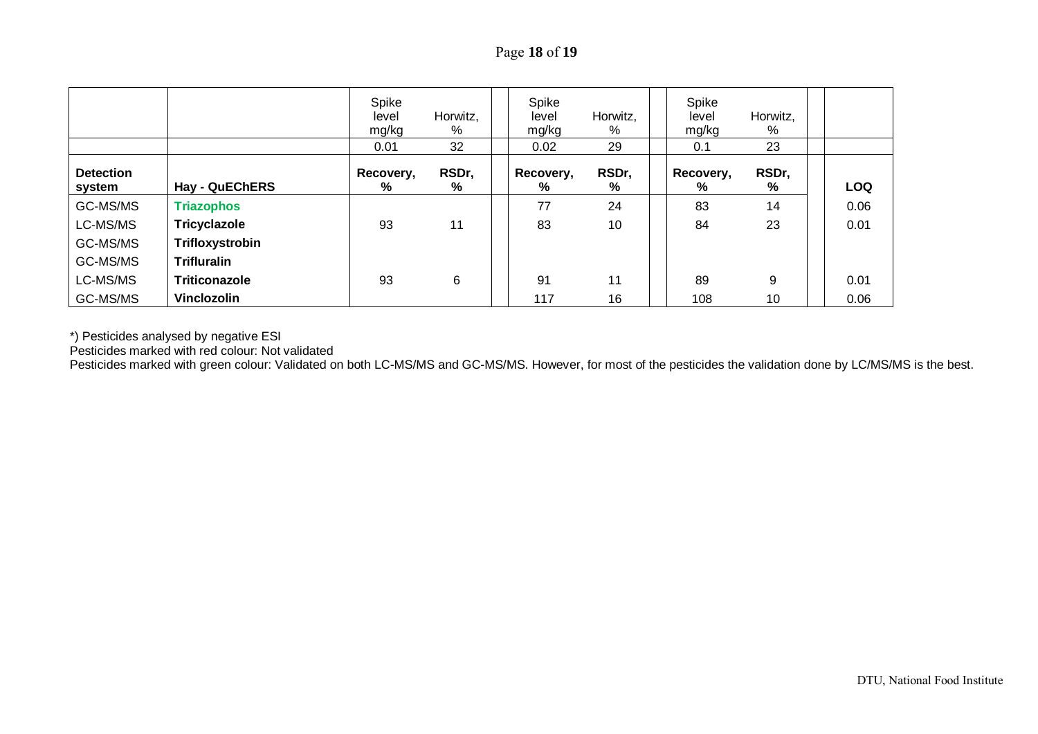| | | Spike level mg/kg | Horwitz, % | | Spike level mg/kg | Horwitz, % | | Spike level mg/kg | Horwitz, % | | |
|---|---|---|---|---|---|---|---|---|---|---|---|
| | | 0.01 | 32 | | 0.02 | 29 | | 0.1 | 23 | | |
| **Detection system** | **Hay - QuEChERS** | **Recovery, %** | **RSDr, %** | | **Recovery, %** | **RSDr, %** | | **Recovery, %** | **RSDr, %** | | **LOQ** |
| GC-MS/MS | **Triazophos** | | | | 77 | 24 | | 83 | 14 | | 0.06 |
| LC-MS/MS | **Tricyclazole** | 93 | 11 | | 83 | 10 | | 84 | 23 | | 0.01 |
| GC-MS/MS | **Trifloxystrobin** | | | | | | | | | | |
| GC-MS/MS | **Trifluralin** | | | | | | | | | | |
| LC-MS/MS | **Triticonazole** | 93 | 6 | | 91 | 11 | | 89 | 9 | | 0.01 |
| GC-MS/MS | **Vinclozolin** | | | | 117 | 16 | | 108 | 10 | | 0.06 |

*) Pesticides analysed by negative ESI

Pesticides marked with red colour: Not validated

Pesticides marked with green colour: Validated on both LC-MS/MS and GC-MS/MS. However, for most of the pesticides the validation done by LC/MS/MS is the best.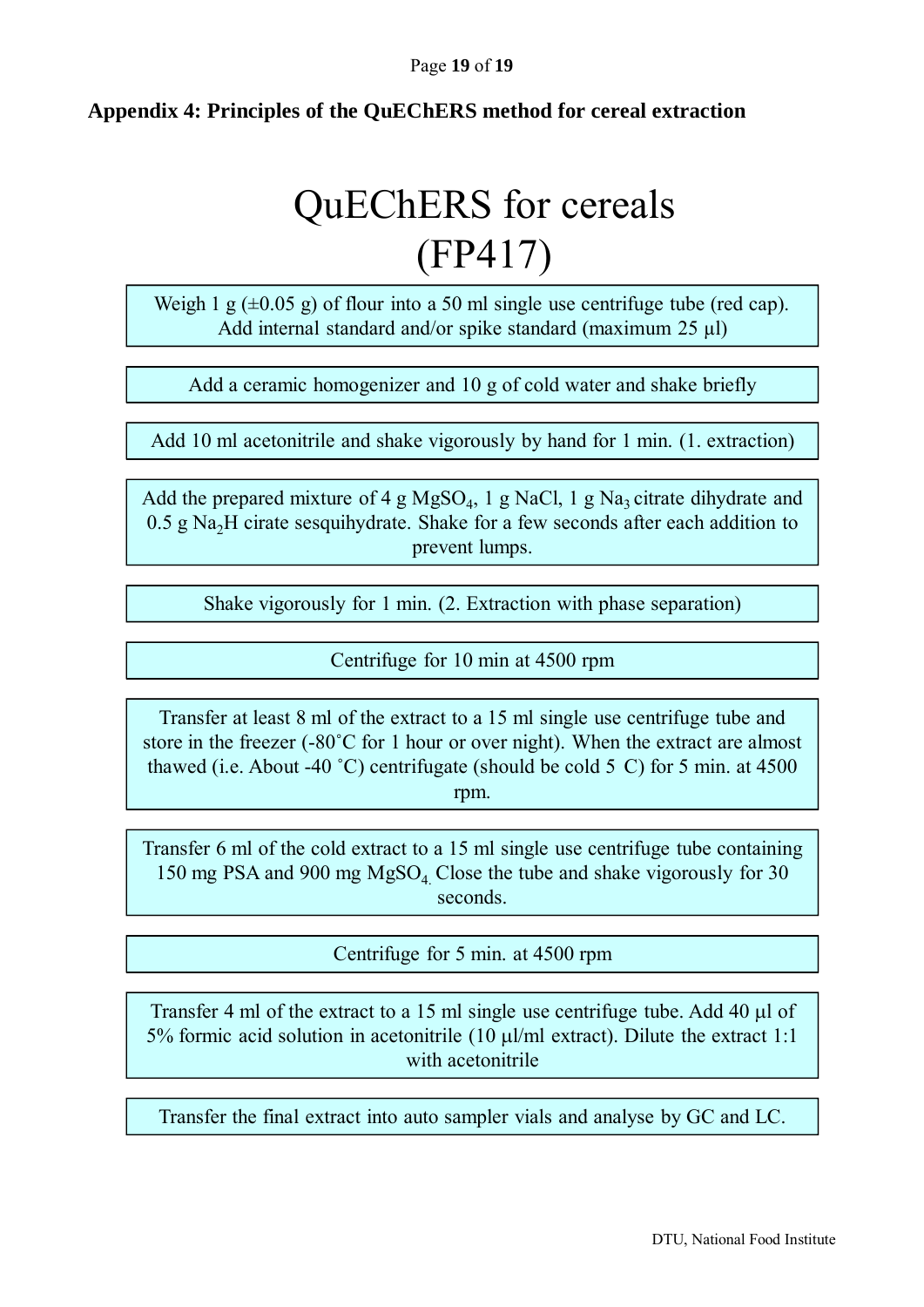**Appendix 4: Principles of the QuEChERS method for cereal extraction**

# QuEChERS for cereals (FP417)

Weigh 1 g (±0.05 g) of flour into a 50 ml single use centrifuge tube (red cap). Add internal standard and/or spike standard (maximum 25 µl)

Add a ceramic homogenizer and 10 g of cold water and shake briefly

Add 10 ml acetonitrile and shake vigorously by hand for 1 min. (1. extraction)

Add the prepared mixture of 4 g $MgSO_4$, 1 g NaCl, 1 g $Na_3$ citrate dihydrate and 0.5 g $Na_2H$ cirate sesquihydrate. Shake for a few seconds after each addition to prevent lumps.

Shake vigorously for 1 min. (2. Extraction with phase separation)

Centrifuge for 10 min at 4500 rpm

Transfer at least 8 ml of the extract to a 15 ml single use centrifuge tube and store in the freezer (-80˚C for 1 hour or over night). When the extract are almost thawed (i.e. About -40 ˚C) centrifugate (should be cold 5 C) for 5 min. at 4500 rpm.

Transfer 6 ml of the cold extract to a 15 ml single use centrifuge tube containing 150 mg PSA and 900 mg $MgSO_4$. Close the tube and shake vigorously for 30 seconds.

Centrifuge for 5 min. at 4500 rpm

Transfer 4 ml of the extract to a 15 ml single use centrifuge tube. Add 40 µl of 5% formic acid solution in acetonitrile (10 µl/ml extract). Dilute the extract 1:1 with acetonitrile

Transfer the final extract into auto sampler vials and analyse by GC and LC.